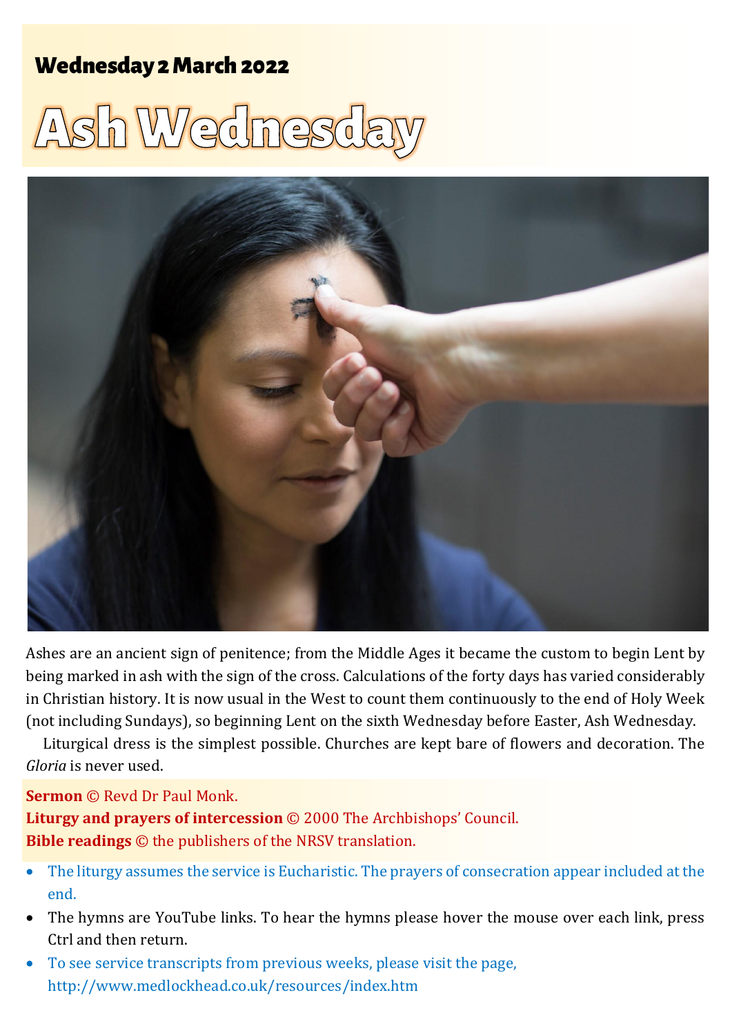## Wednesday 2 March 2022

# Ash Wednesday

Ashes are an ancient sign of penitence; from the Middle Ages it became the custom to begin Lent by being marked in ash with the sign of the cross. Calculations of the forty days has varied considerably in Christian history. It is now usual in the West to count them continuously to the end of Holy Week (not including Sundays), so beginning Lent on the sixth Wednesday before Easter, Ash Wednesday.

Liturgical dress is the simplest possible. Churches are kept bare of flowers and decoration. The *Gloria* is never used.

**Sermon** © Revd Dr Paul Monk.
**Liturgy and prayers of intercession** © 2000 The Archbishops' Council.
**Bible readings** © the publishers of the NRSV translation.

- The liturgy assumes the service is Eucharistic. The prayers of consecration appear included at the end.
- The hymns are YouTube links. To hear the hymns please hover the mouse over each link, press Ctrl and then return.
- To see service transcripts from previous weeks, please visit the page, http://www.medlockhead.co.uk/resources/index.htm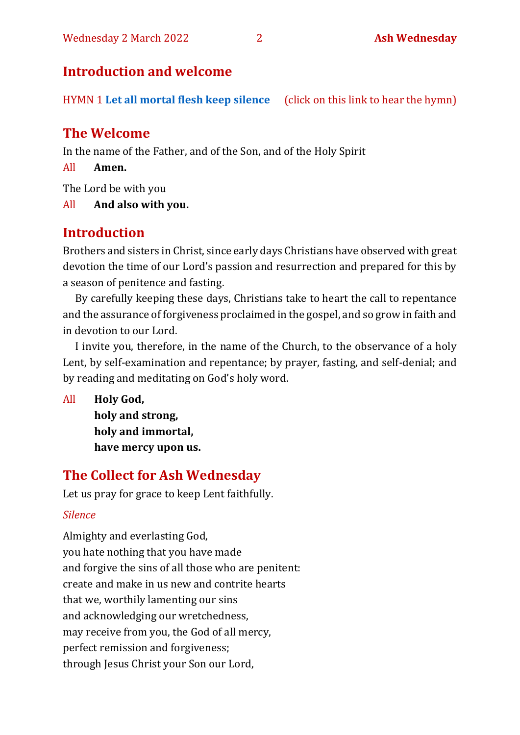## Introduction and welcome

HYMN 1 **Let all mortal flesh keep silence** (click on this link to hear the hymn)

## The Welcome

In the name of the Father, and of the Son, and of the Holy Spirit

All **Amen.**

The Lord be with you

All **And also with you.**

## Introduction

Brothers and sisters in Christ, since early days Christians have observed with great devotion the time of our Lord's passion and resurrection and prepared for this by a season of penitence and fasting.

By carefully keeping these days, Christians take to heart the call to repentance and the assurance of forgiveness proclaimed in the gospel, and so grow in faith and in devotion to our Lord.

I invite you, therefore, in the name of the Church, to the observance of a holy Lent, by self-examination and repentance; by prayer, fasting, and self-denial; and by reading and meditating on God's holy word.

All **Holy God,**
**holy and strong,**
**holy and immortal,**
**have mercy upon us.**

## The Collect for Ash Wednesday

Let us pray for grace to keep Lent faithfully.

*Silence*

Almighty and everlasting God,
you hate nothing that you have made
and forgive the sins of all those who are penitent:
create and make in us new and contrite hearts
that we, worthily lamenting our sins
and acknowledging our wretchedness,
may receive from you, the God of all mercy,
perfect remission and forgiveness;
through Jesus Christ your Son our Lord,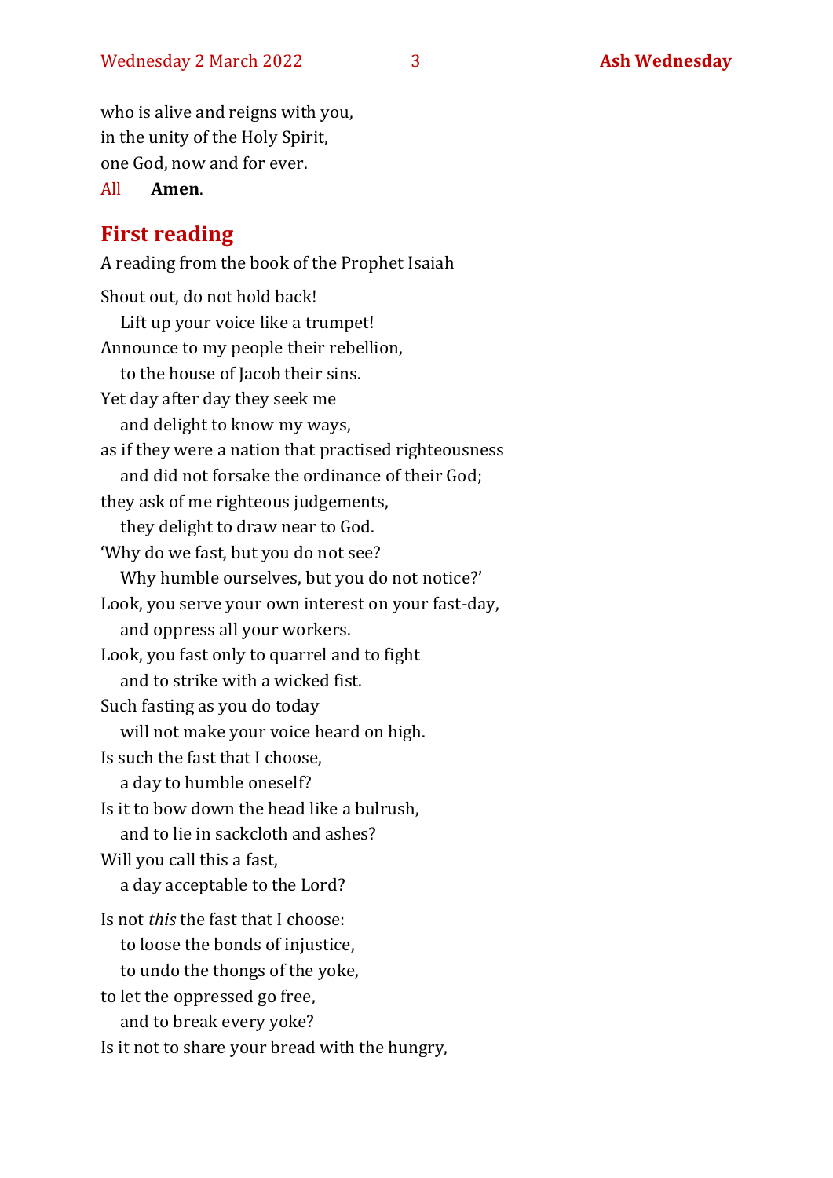who is alive and reigns with you,
in the unity of the Holy Spirit,
one God, now and for ever.
All **Amen**.

## First reading

A reading from the book of the Prophet Isaiah

Shout out, do not hold back!
  Lift up your voice like a trumpet!
Announce to my people their rebellion,
  to the house of Jacob their sins.
Yet day after day they seek me
  and delight to know my ways,
as if they were a nation that practised righteousness
  and did not forsake the ordinance of their God;
they ask of me righteous judgements,
  they delight to draw near to God.
'Why do we fast, but you do not see?
  Why humble ourselves, but you do not notice?'
Look, you serve your own interest on your fast-day,
  and oppress all your workers.
Look, you fast only to quarrel and to fight
  and to strike with a wicked fist.
Such fasting as you do today
  will not make your voice heard on high.
Is such the fast that I choose,
  a day to humble oneself?
Is it to bow down the head like a bulrush,
  and to lie in sackcloth and ashes?
Will you call this a fast,
  a day acceptable to the Lord?

Is not *this* the fast that I choose:
  to loose the bonds of injustice,
  to undo the thongs of the yoke,
to let the oppressed go free,
  and to break every yoke?
Is it not to share your bread with the hungry,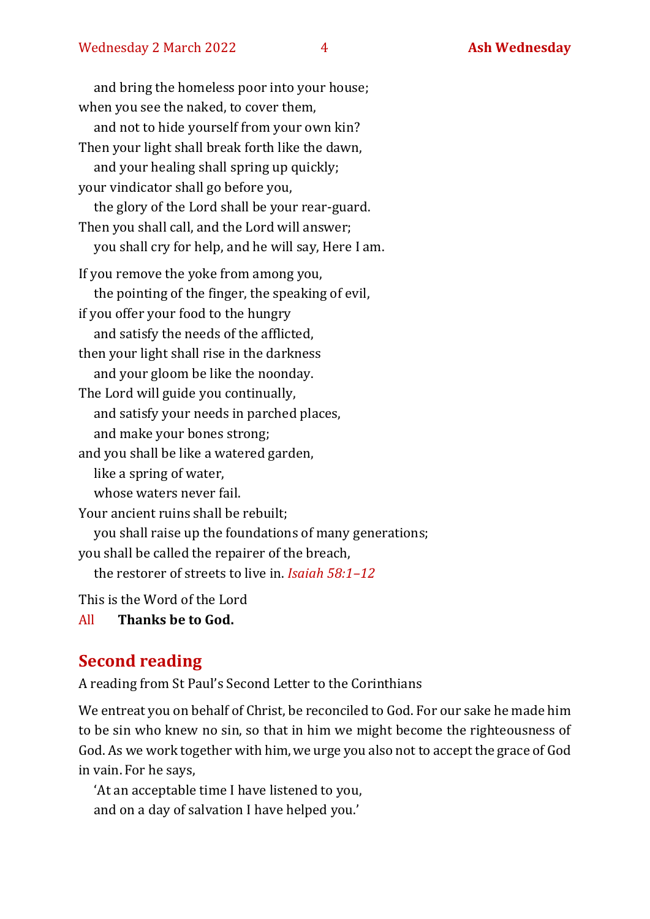and bring the homeless poor into your house;  
when you see the naked, to cover them,  
  and not to hide yourself from your own kin?  
Then your light shall break forth like the dawn,  
  and your healing shall spring up quickly;  
your vindicator shall go before you,  
  the glory of the Lord shall be your rear-guard.  
Then you shall call, and the Lord will answer;  
  you shall cry for help, and he will say, Here I am.

If you remove the yoke from among you,  
  the pointing of the finger, the speaking of evil,  
if you offer your food to the hungry  
  and satisfy the needs of the afflicted,  
then your light shall rise in the darkness  
  and your gloom be like the noonday.  
The Lord will guide you continually,  
  and satisfy your needs in parched places,  
  and make your bones strong;  
and you shall be like a watered garden,  
  like a spring of water,  
  whose waters never fail.  
Your ancient ruins shall be rebuilt;  
  you shall raise up the foundations of many generations;  
you shall be called the repairer of the breach,  
  the restorer of streets to live in. *Isaiah 58:1–12*

This is the Word of the Lord

All **Thanks be to God.**

## Second reading

A reading from St Paul's Second Letter to the Corinthians

We entreat you on behalf of Christ, be reconciled to God. For our sake he made him to be sin who knew no sin, so that in him we might become the righteousness of God. As we work together with him, we urge you also not to accept the grace of God in vain. For he says,

  'At an acceptable time I have listened to you,  
  and on a day of salvation I have helped you.'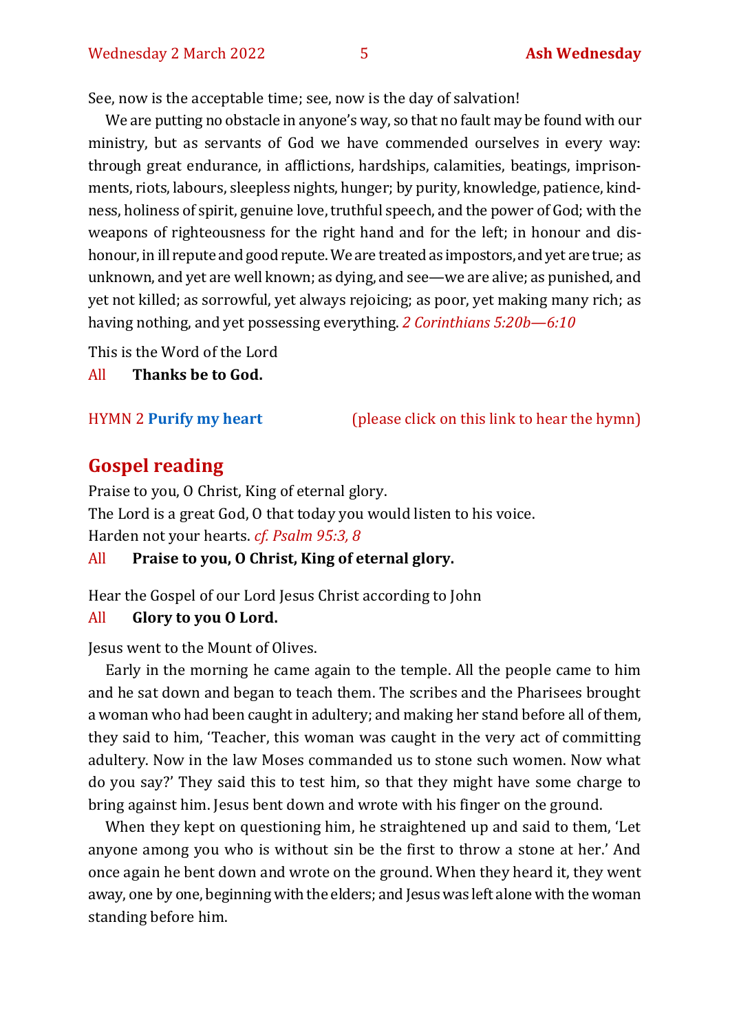See, now is the acceptable time; see, now is the day of salvation!

We are putting no obstacle in anyone's way, so that no fault may be found with our ministry, but as servants of God we have commended ourselves in every way: through great endurance, in afflictions, hardships, calamities, beatings, imprisonments, riots, labours, sleepless nights, hunger; by purity, knowledge, patience, kindness, holiness of spirit, genuine love, truthful speech, and the power of God; with the weapons of righteousness for the right hand and for the left; in honour and dishonour, in ill repute and good repute. We are treated as impostors, and yet are true; as unknown, and yet are well known; as dying, and see—we are alive; as punished, and yet not killed; as sorrowful, yet always rejoicing; as poor, yet making many rich; as having nothing, and yet possessing everything. *2 Corinthians 5:20b—6:10*

This is the Word of the Lord
All **Thanks be to God.**

HYMN 2 **Purify my heart** (please click on this link to hear the hymn)

## Gospel reading

Praise to you, O Christ, King of eternal glory.
The Lord is a great God, O that today you would listen to his voice.
Harden not your hearts. *cf. Psalm 95:3, 8*
All **Praise to you, O Christ, King of eternal glory.**

Hear the Gospel of our Lord Jesus Christ according to John
All **Glory to you O Lord.**

Jesus went to the Mount of Olives.

Early in the morning he came again to the temple. All the people came to him and he sat down and began to teach them. The scribes and the Pharisees brought a woman who had been caught in adultery; and making her stand before all of them, they said to him, 'Teacher, this woman was caught in the very act of committing adultery. Now in the law Moses commanded us to stone such women. Now what do you say?' They said this to test him, so that they might have some charge to bring against him. Jesus bent down and wrote with his finger on the ground.

When they kept on questioning him, he straightened up and said to them, 'Let anyone among you who is without sin be the first to throw a stone at her.' And once again he bent down and wrote on the ground. When they heard it, they went away, one by one, beginning with the elders; and Jesus was left alone with the woman standing before him.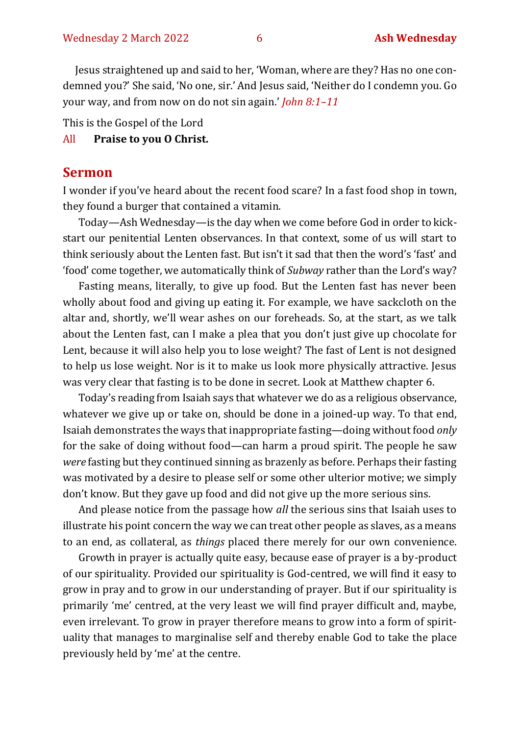Jesus straightened up and said to her, 'Woman, where are they? Has no one condemned you?' She said, 'No one, sir.' And Jesus said, 'Neither do I condemn you. Go your way, and from now on do not sin again.' *John 8:1–11*

This is the Gospel of the Lord

All **Praise to you O Christ.**

## Sermon

I wonder if you've heard about the recent food scare? In a fast food shop in town, they found a burger that contained a vitamin.

Today—Ash Wednesday—is the day when we come before God in order to kick-start our penitential Lenten observances. In that context, some of us will start to think seriously about the Lenten fast. But isn't it sad that then the word's 'fast' and 'food' come together, we automatically think of *Subway* rather than the Lord's way?

Fasting means, literally, to give up food. But the Lenten fast has never been wholly about food and giving up eating it. For example, we have sackcloth on the altar and, shortly, we'll wear ashes on our foreheads. So, at the start, as we talk about the Lenten fast, can I make a plea that you don't just give up chocolate for Lent, because it will also help you to lose weight? The fast of Lent is not designed to help us lose weight. Nor is it to make us look more physically attractive. Jesus was very clear that fasting is to be done in secret. Look at Matthew chapter 6.

Today's reading from Isaiah says that whatever we do as a religious observance, whatever we give up or take on, should be done in a joined-up way. To that end, Isaiah demonstrates the ways that inappropriate fasting—doing without food *only* for the sake of doing without food—can harm a proud spirit. The people he saw *were* fasting but they continued sinning as brazenly as before. Perhaps their fasting was motivated by a desire to please self or some other ulterior motive; we simply don't know. But they gave up food and did not give up the more serious sins.

And please notice from the passage how *all* the serious sins that Isaiah uses to illustrate his point concern the way we can treat other people as slaves, as a means to an end, as collateral, as *things* placed there merely for our own convenience.

Growth in prayer is actually quite easy, because ease of prayer is a by-product of our spirituality. Provided our spirituality is God-centred, we will find it easy to grow in pray and to grow in our understanding of prayer. But if our spirituality is primarily 'me' centred, at the very least we will find prayer difficult and, maybe, even irrelevant. To grow in prayer therefore means to grow into a form of spirituality that manages to marginalise self and thereby enable God to take the place previously held by 'me' at the centre.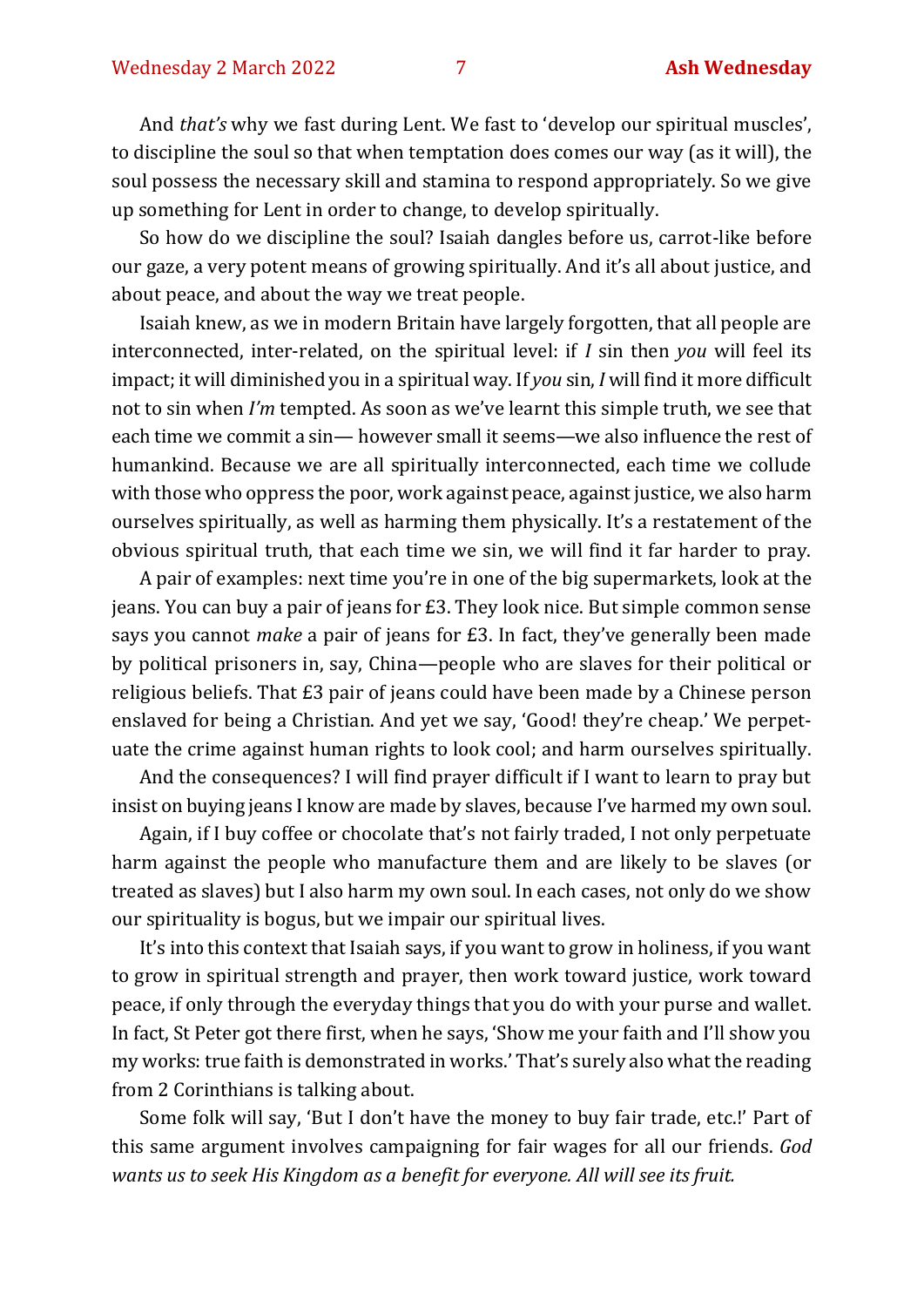And *that's* why we fast during Lent. We fast to 'develop our spiritual muscles', to discipline the soul so that when temptation does comes our way (as it will), the soul possess the necessary skill and stamina to respond appropriately. So we give up something for Lent in order to change, to develop spiritually.

So how do we discipline the soul? Isaiah dangles before us, carrot-like before our gaze, a very potent means of growing spiritually. And it's all about justice, and about peace, and about the way we treat people.

Isaiah knew, as we in modern Britain have largely forgotten, that all people are interconnected, inter-related, on the spiritual level: if *I* sin then *you* will feel its impact; it will diminished you in a spiritual way. If *you* sin, *I* will find it more difficult not to sin when *I'm* tempted. As soon as we've learnt this simple truth, we see that each time we commit a sin— however small it seems—we also influence the rest of humankind. Because we are all spiritually interconnected, each time we collude with those who oppress the poor, work against peace, against justice, we also harm ourselves spiritually, as well as harming them physically. It's a restatement of the obvious spiritual truth, that each time we sin, we will find it far harder to pray.

A pair of examples: next time you're in one of the big supermarkets, look at the jeans. You can buy a pair of jeans for £3. They look nice. But simple common sense says you cannot *make* a pair of jeans for £3. In fact, they've generally been made by political prisoners in, say, China—people who are slaves for their political or religious beliefs. That £3 pair of jeans could have been made by a Chinese person enslaved for being a Christian. And yet we say, 'Good! they're cheap.' We perpetuate the crime against human rights to look cool; and harm ourselves spiritually.

And the consequences? I will find prayer difficult if I want to learn to pray but insist on buying jeans I know are made by slaves, because I've harmed my own soul.

Again, if I buy coffee or chocolate that's not fairly traded, I not only perpetuate harm against the people who manufacture them and are likely to be slaves (or treated as slaves) but I also harm my own soul. In each cases, not only do we show our spirituality is bogus, but we impair our spiritual lives.

It's into this context that Isaiah says, if you want to grow in holiness, if you want to grow in spiritual strength and prayer, then work toward justice, work toward peace, if only through the everyday things that you do with your purse and wallet. In fact, St Peter got there first, when he says, 'Show me your faith and I'll show you my works: true faith is demonstrated in works.' That's surely also what the reading from 2 Corinthians is talking about.

Some folk will say, 'But I don't have the money to buy fair trade, etc.!' Part of this same argument involves campaigning for fair wages for all our friends. *God wants us to seek His Kingdom as a benefit for everyone. All will see its fruit.*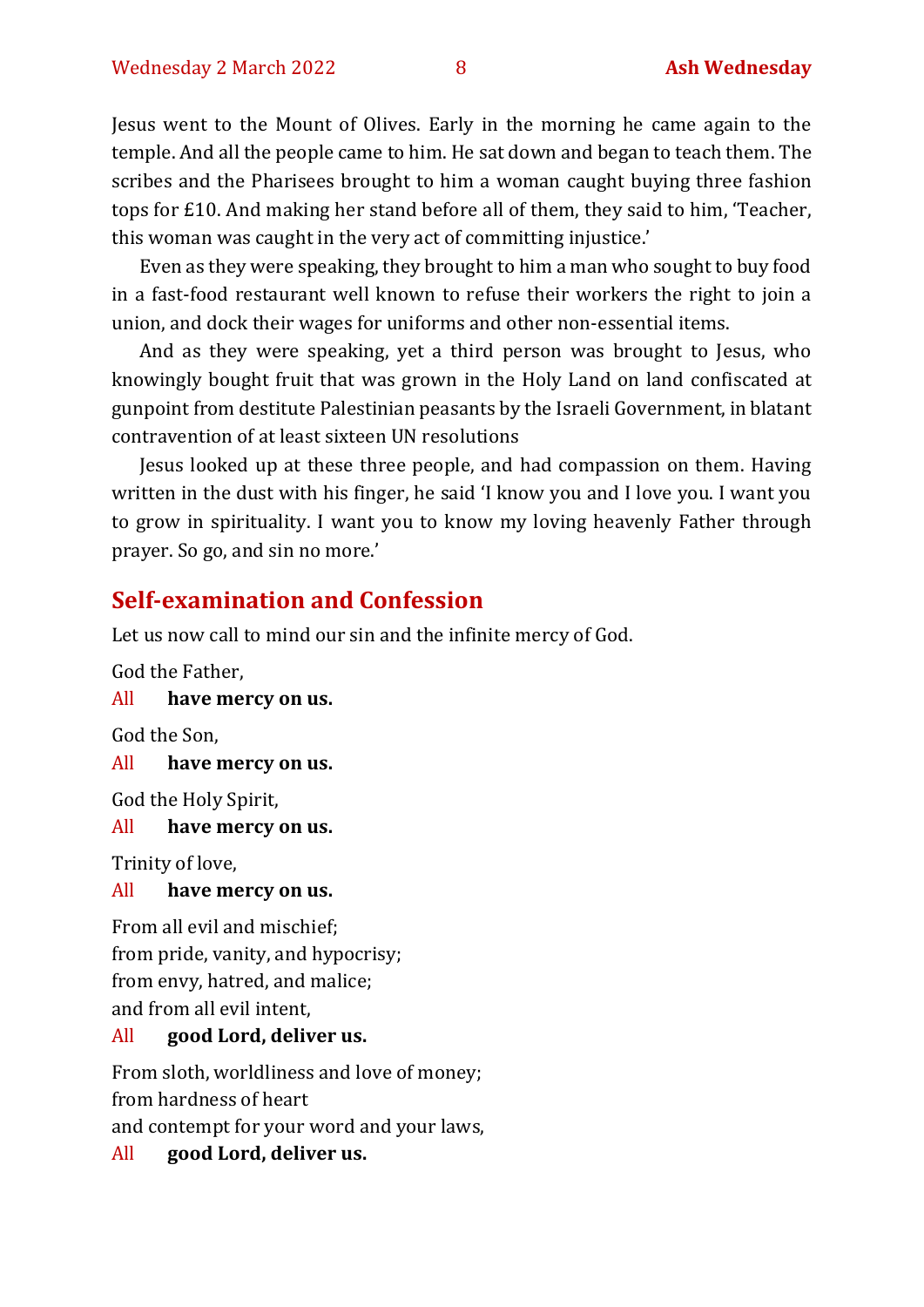Jesus went to the Mount of Olives. Early in the morning he came again to the temple. And all the people came to him. He sat down and began to teach them. The scribes and the Pharisees brought to him a woman caught buying three fashion tops for £10. And making her stand before all of them, they said to him, 'Teacher, this woman was caught in the very act of committing injustice.'

Even as they were speaking, they brought to him a man who sought to buy food in a fast-food restaurant well known to refuse their workers the right to join a union, and dock their wages for uniforms and other non-essential items.

And as they were speaking, yet a third person was brought to Jesus, who knowingly bought fruit that was grown in the Holy Land on land confiscated at gunpoint from destitute Palestinian peasants by the Israeli Government, in blatant contravention of at least sixteen UN resolutions

Jesus looked up at these three people, and had compassion on them. Having written in the dust with his finger, he said 'I know you and I love you. I want you to grow in spirituality. I want you to know my loving heavenly Father through prayer. So go, and sin no more.'

## Self-examination and Confession

Let us now call to mind our sin and the infinite mercy of God.

God the Father,

All **have mercy on us.**

God the Son,

All **have mercy on us.**

God the Holy Spirit,

All **have mercy on us.**

Trinity of love,

All **have mercy on us.**

From all evil and mischief;
from pride, vanity, and hypocrisy;
from envy, hatred, and malice;
and from all evil intent,

All **good Lord, deliver us.**

From sloth, worldliness and love of money;
from hardness of heart
and contempt for your word and your laws,

All **good Lord, deliver us.**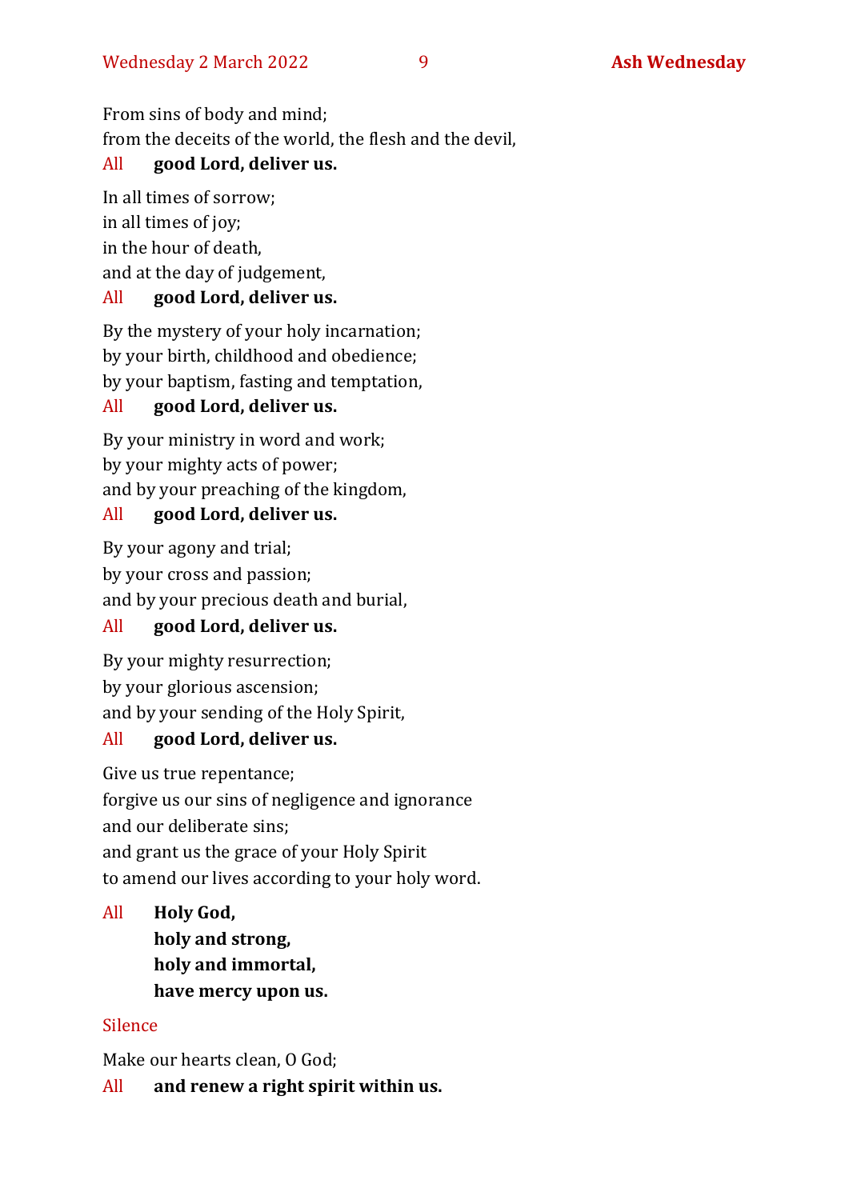From sins of body and mind;
from the deceits of the world, the flesh and the devil,

All **good Lord, deliver us.**

In all times of sorrow;
in all times of joy;
in the hour of death,
and at the day of judgement,

All **good Lord, deliver us.**

By the mystery of your holy incarnation;
by your birth, childhood and obedience;
by your baptism, fasting and temptation,

All **good Lord, deliver us.**

By your ministry in word and work;
by your mighty acts of power;
and by your preaching of the kingdom,

All **good Lord, deliver us.**

By your agony and trial;
by your cross and passion;
and by your precious death and burial,

All **good Lord, deliver us.**

By your mighty resurrection;
by your glorious ascension;
and by your sending of the Holy Spirit,

All **good Lord, deliver us.**

Give us true repentance;
forgive us our sins of negligence and ignorance
and our deliberate sins;
and grant us the grace of your Holy Spirit
to amend our lives according to your holy word.

All **Holy God,**
**holy and strong,**
**holy and immortal,**
**have mercy upon us.**

Silence

Make our hearts clean, O God;

All **and renew a right spirit within us.**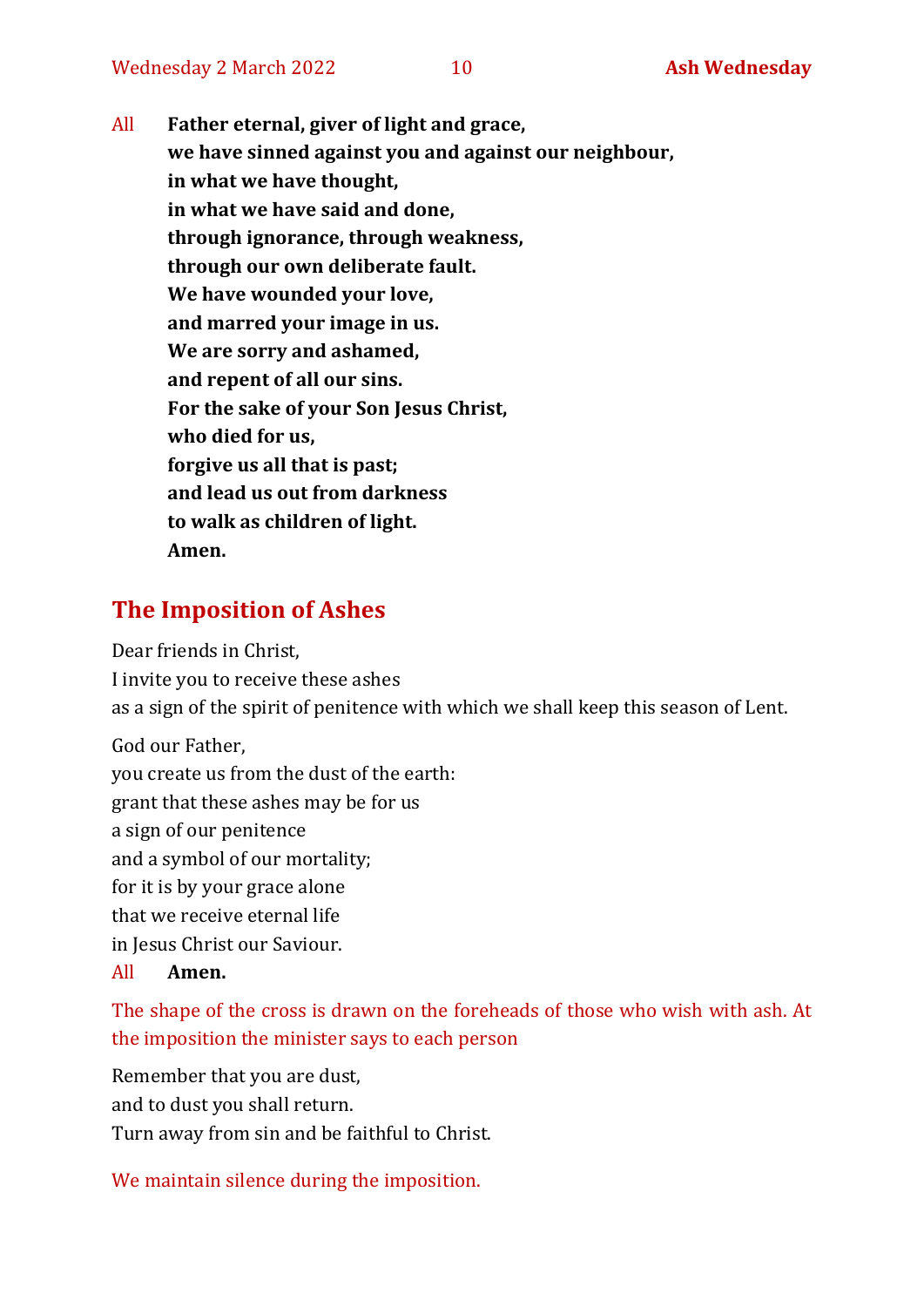All **Father eternal, giver of light and grace,**
**we have sinned against you and against our neighbour,**
**in what we have thought,**
**in what we have said and done,**
**through ignorance, through weakness,**
**through our own deliberate fault.**
**We have wounded your love,**
**and marred your image in us.**
**We are sorry and ashamed,**
**and repent of all our sins.**
**For the sake of your Son Jesus Christ,**
**who died for us,**
**forgive us all that is past;**
**and lead us out from darkness**
**to walk as children of light.**
**Amen.**

## The Imposition of Ashes

Dear friends in Christ,
I invite you to receive these ashes
as a sign of the spirit of penitence with which we shall keep this season of Lent.

God our Father,
you create us from the dust of the earth:
grant that these ashes may be for us
a sign of our penitence
and a symbol of our mortality;
for it is by your grace alone
that we receive eternal life
in Jesus Christ our Saviour.

All **Amen.**

*The shape of the cross is drawn on the foreheads of those who wish with ash. At the imposition the minister says to each person*

Remember that you are dust,
and to dust you shall return.
Turn away from sin and be faithful to Christ.

*We maintain silence during the imposition.*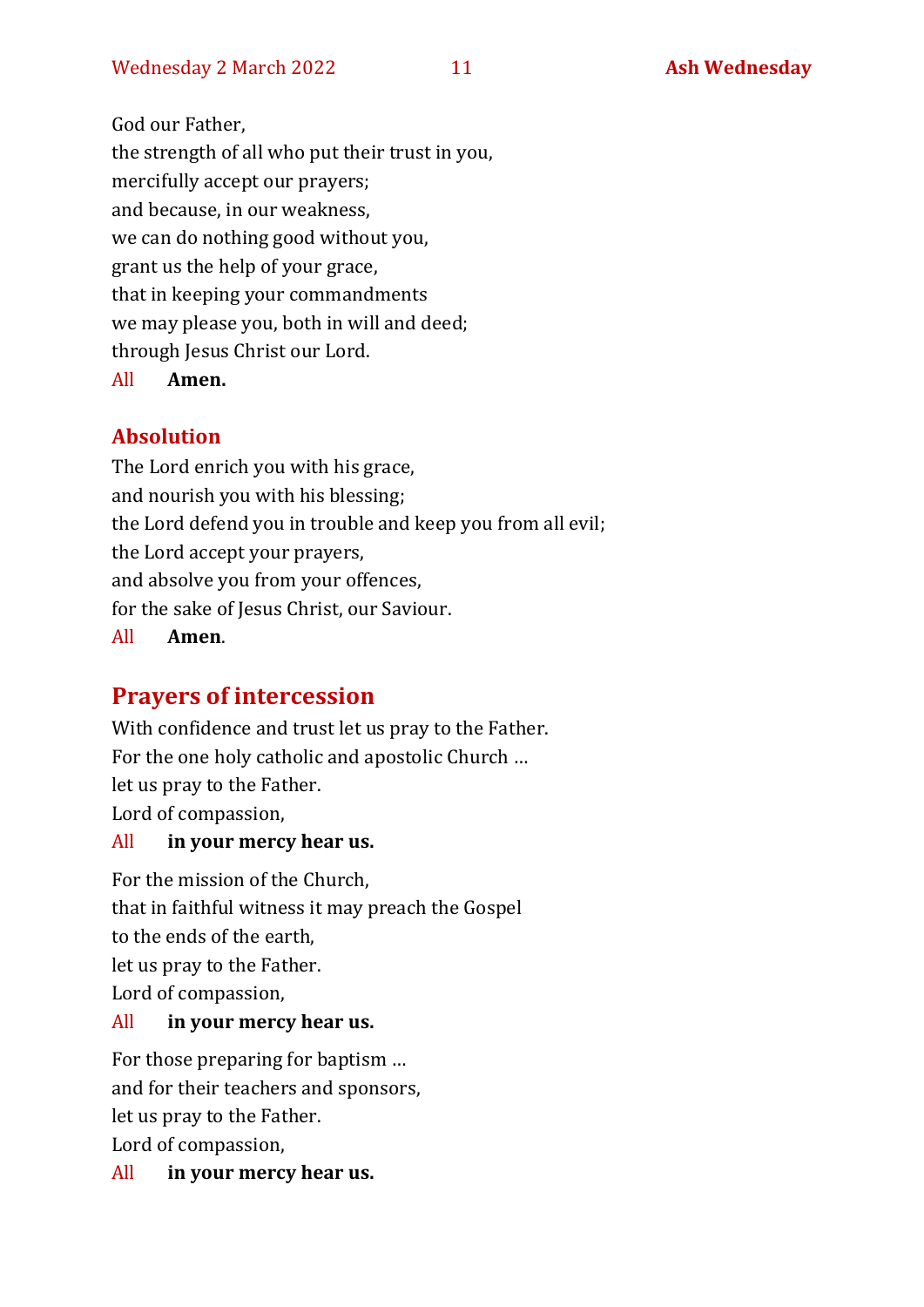God our Father,
the strength of all who put their trust in you,
mercifully accept our prayers;
and because, in our weakness,
we can do nothing good without you,
grant us the help of your grace,
that in keeping your commandments
we may please you, both in will and deed;
through Jesus Christ our Lord.

All **Amen.**

### Absolution

The Lord enrich you with his grace,
and nourish you with his blessing;
the Lord defend you in trouble and keep you from all evil;
the Lord accept your prayers,
and absolve you from your offences,
for the sake of Jesus Christ, our Saviour.

All **Amen**.

## Prayers of intercession

With confidence and trust let us pray to the Father.
For the one holy catholic and apostolic Church …
let us pray to the Father.
Lord of compassion,

All **in your mercy hear us.**

For the mission of the Church,
that in faithful witness it may preach the Gospel
to the ends of the earth,
let us pray to the Father.
Lord of compassion,

All **in your mercy hear us.**

For those preparing for baptism …
and for their teachers and sponsors,
let us pray to the Father.
Lord of compassion,

All **in your mercy hear us.**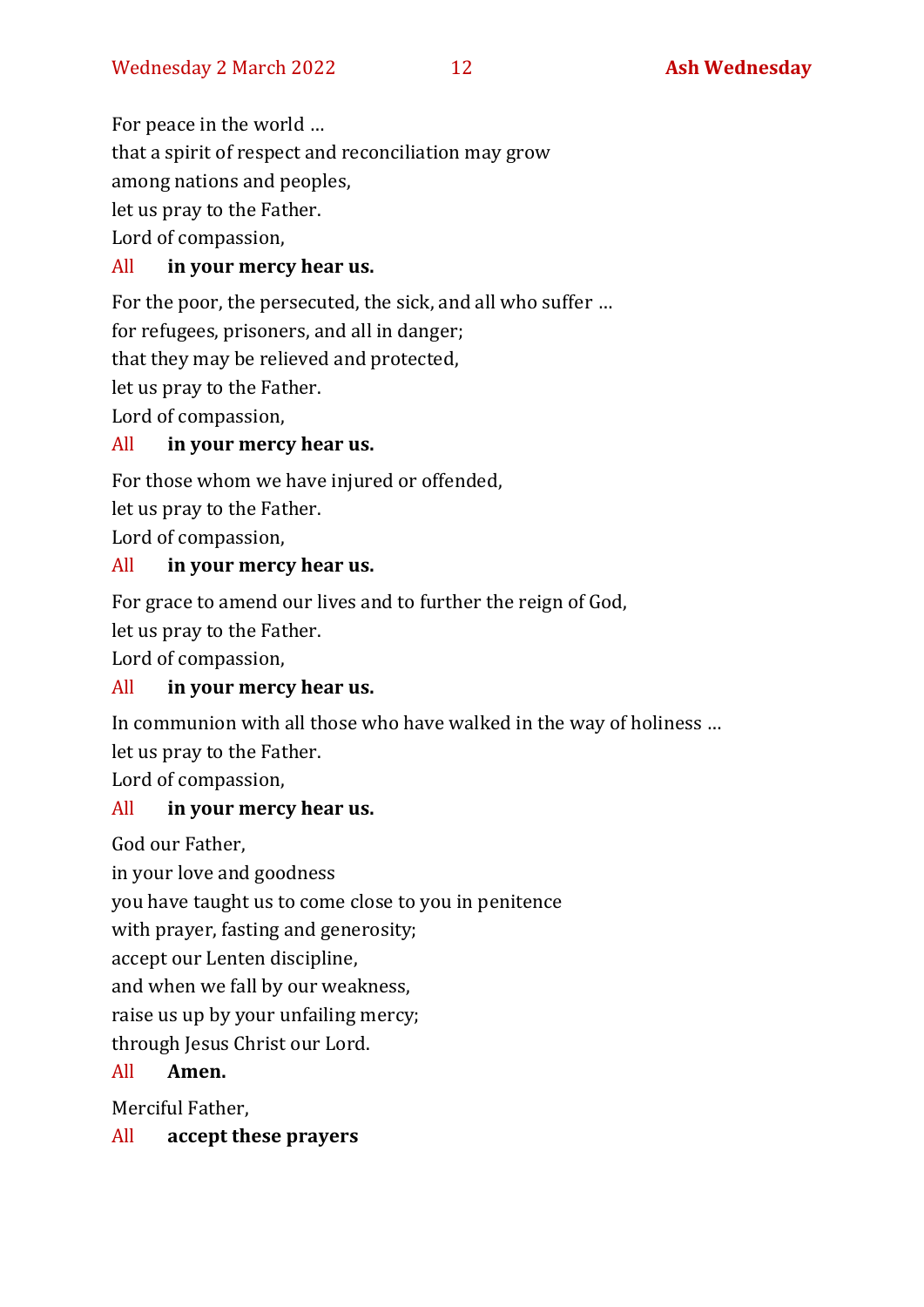For peace in the world …
that a spirit of respect and reconciliation may grow
among nations and peoples,
let us pray to the Father.
Lord of compassion,

All **in your mercy hear us.**

For the poor, the persecuted, the sick, and all who suffer …
for refugees, prisoners, and all in danger;
that they may be relieved and protected,
let us pray to the Father.
Lord of compassion,

All **in your mercy hear us.**

For those whom we have injured or offended,
let us pray to the Father.
Lord of compassion,

All **in your mercy hear us.**

For grace to amend our lives and to further the reign of God,
let us pray to the Father.
Lord of compassion,

All **in your mercy hear us.**

In communion with all those who have walked in the way of holiness …
let us pray to the Father.
Lord of compassion,

All **in your mercy hear us.**

God our Father,
in your love and goodness
you have taught us to come close to you in penitence
with prayer, fasting and generosity;
accept our Lenten discipline,
and when we fall by our weakness,
raise us up by your unfailing mercy;
through Jesus Christ our Lord.

All **Amen.**

Merciful Father,

All **accept these prayers**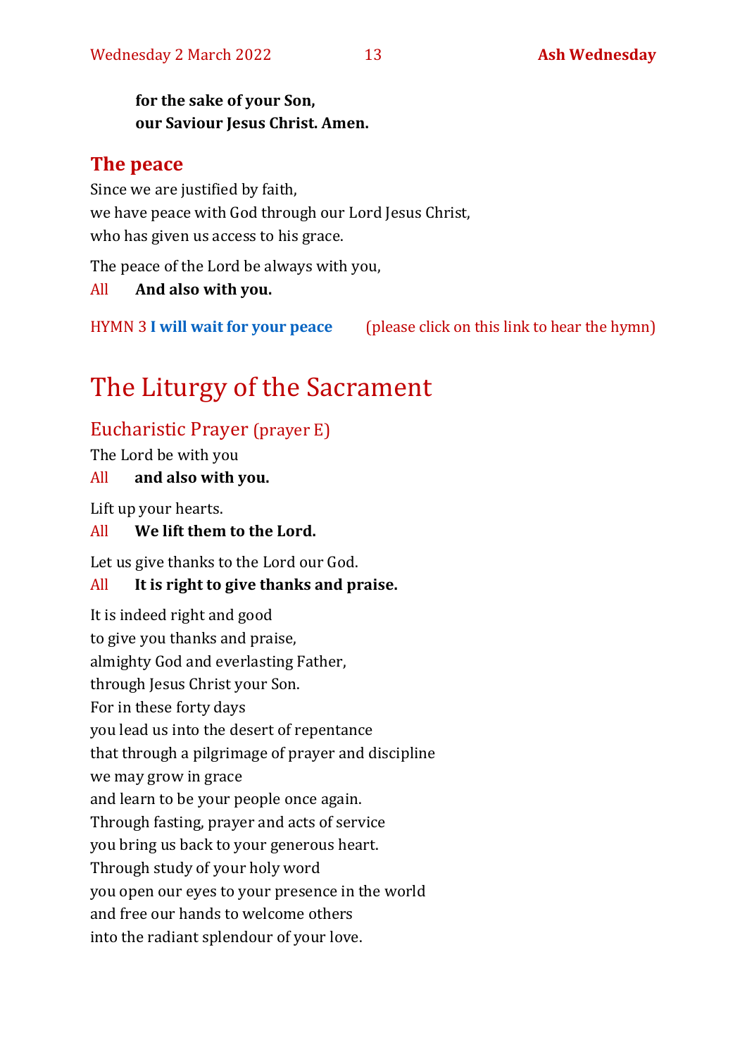**for the sake of your Son,**
**our Saviour Jesus Christ. Amen.**

## The peace

Since we are justified by faith,
we have peace with God through our Lord Jesus Christ,
who has given us access to his grace.

The peace of the Lord be always with you,

All **And also with you.**

HYMN 3 **I will wait for your peace** (please click on this link to hear the hymn)

# The Liturgy of the Sacrament

## Eucharistic Prayer (prayer E)

The Lord be with you

All **and also with you.**

Lift up your hearts.

All **We lift them to the Lord.**

Let us give thanks to the Lord our God.

All **It is right to give thanks and praise.**

It is indeed right and good
to give you thanks and praise,
almighty God and everlasting Father,
through Jesus Christ your Son.
For in these forty days
you lead us into the desert of repentance
that through a pilgrimage of prayer and discipline
we may grow in grace
and learn to be your people once again.
Through fasting, prayer and acts of service
you bring us back to your generous heart.
Through study of your holy word
you open our eyes to your presence in the world
and free our hands to welcome others
into the radiant splendour of your love.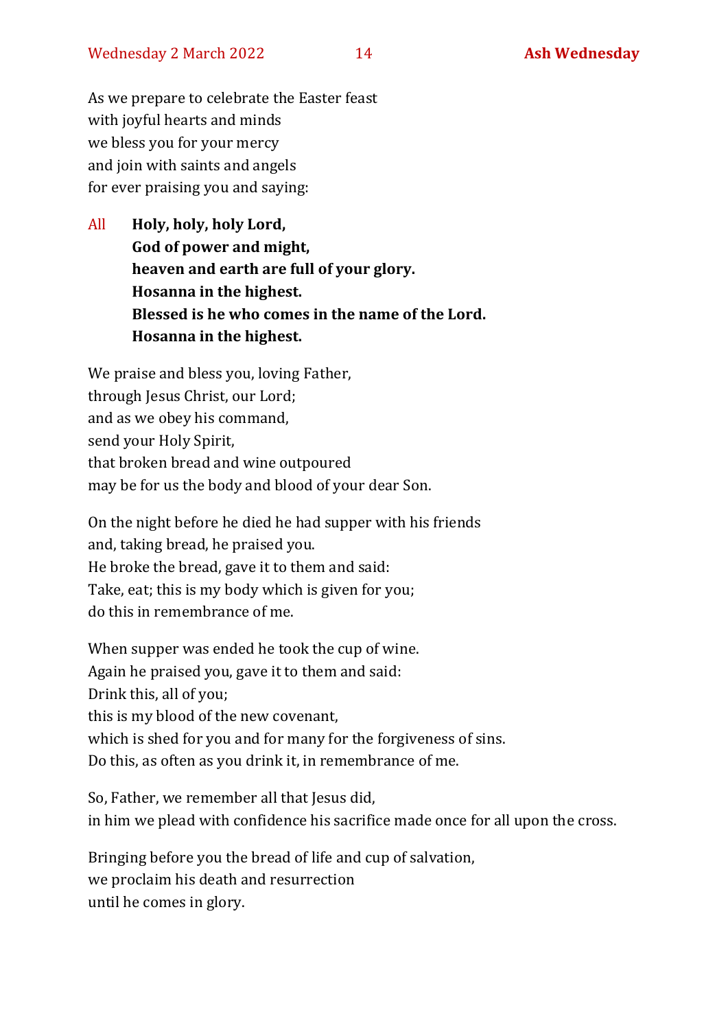As we prepare to celebrate the Easter feast  
with joyful hearts and minds  
we bless you for your mercy  
and join with saints and angels  
for ever praising you and saying:

All **Holy, holy, holy Lord,**  
**God of power and might,**  
**heaven and earth are full of your glory.**  
**Hosanna in the highest.**  
**Blessed is he who comes in the name of the Lord.**  
**Hosanna in the highest.**

We praise and bless you, loving Father,  
through Jesus Christ, our Lord;  
and as we obey his command,  
send your Holy Spirit,  
that broken bread and wine outpoured  
may be for us the body and blood of your dear Son.

On the night before he died he had supper with his friends  
and, taking bread, he praised you.  
He broke the bread, gave it to them and said:  
Take, eat; this is my body which is given for you;  
do this in remembrance of me.

When supper was ended he took the cup of wine.  
Again he praised you, gave it to them and said:  
Drink this, all of you;  
this is my blood of the new covenant,  
which is shed for you and for many for the forgiveness of sins.  
Do this, as often as you drink it, in remembrance of me.

So, Father, we remember all that Jesus did,  
in him we plead with confidence his sacrifice made once for all upon the cross.

Bringing before you the bread of life and cup of salvation,  
we proclaim his death and resurrection  
until he comes in glory.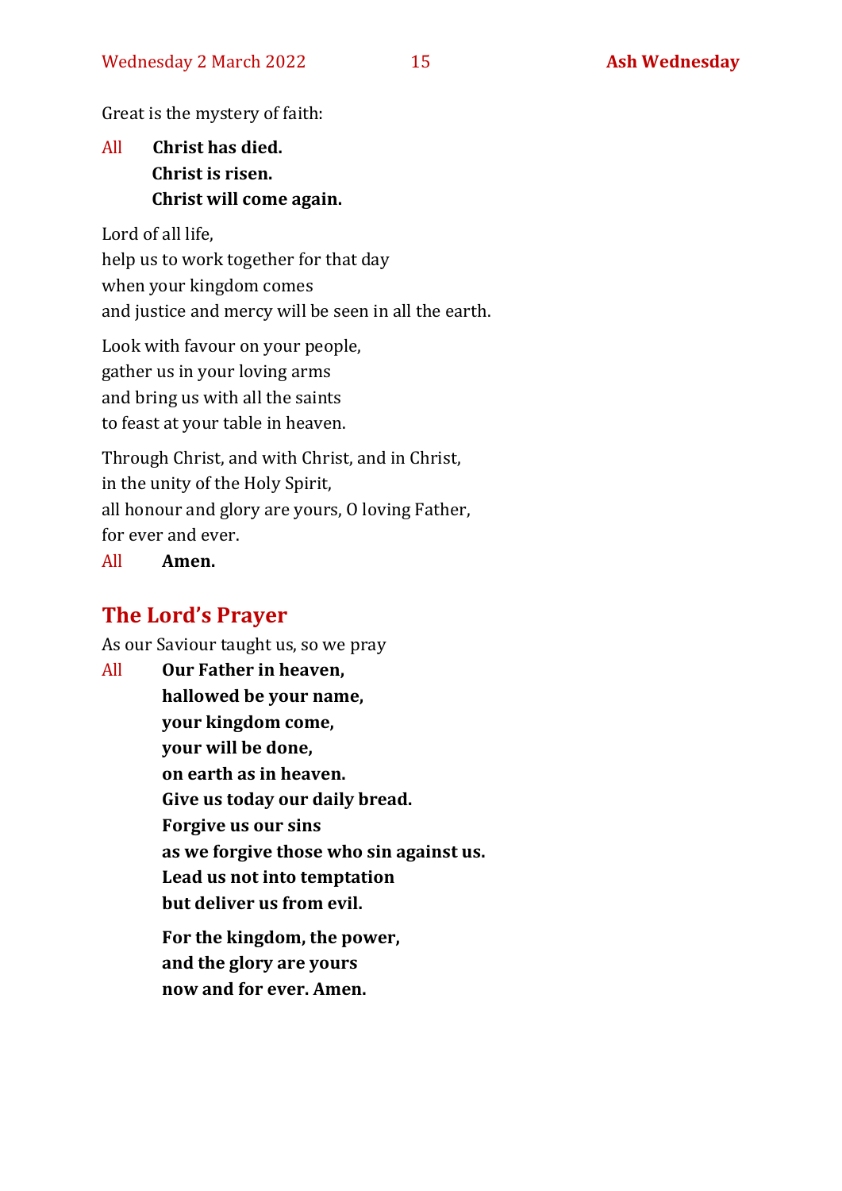Great is the mystery of faith:

All **Christ has died.**
**Christ is risen.**
**Christ will come again.**

Lord of all life,
help us to work together for that day
when your kingdom comes
and justice and mercy will be seen in all the earth.

Look with favour on your people,
gather us in your loving arms
and bring us with all the saints
to feast at your table in heaven.

Through Christ, and with Christ, and in Christ,
in the unity of the Holy Spirit,
all honour and glory are yours, O loving Father,
for ever and ever.

All **Amen.**

## The Lord's Prayer

As our Saviour taught us, so we pray

All **Our Father in heaven,**
**hallowed be your name,**
**your kingdom come,**
**your will be done,**
**on earth as in heaven.**
**Give us today our daily bread.**
**Forgive us our sins**
**as we forgive those who sin against us.**
**Lead us not into temptation**
**but deliver us from evil.**

**For the kingdom, the power,**
**and the glory are yours**
**now and for ever. Amen.**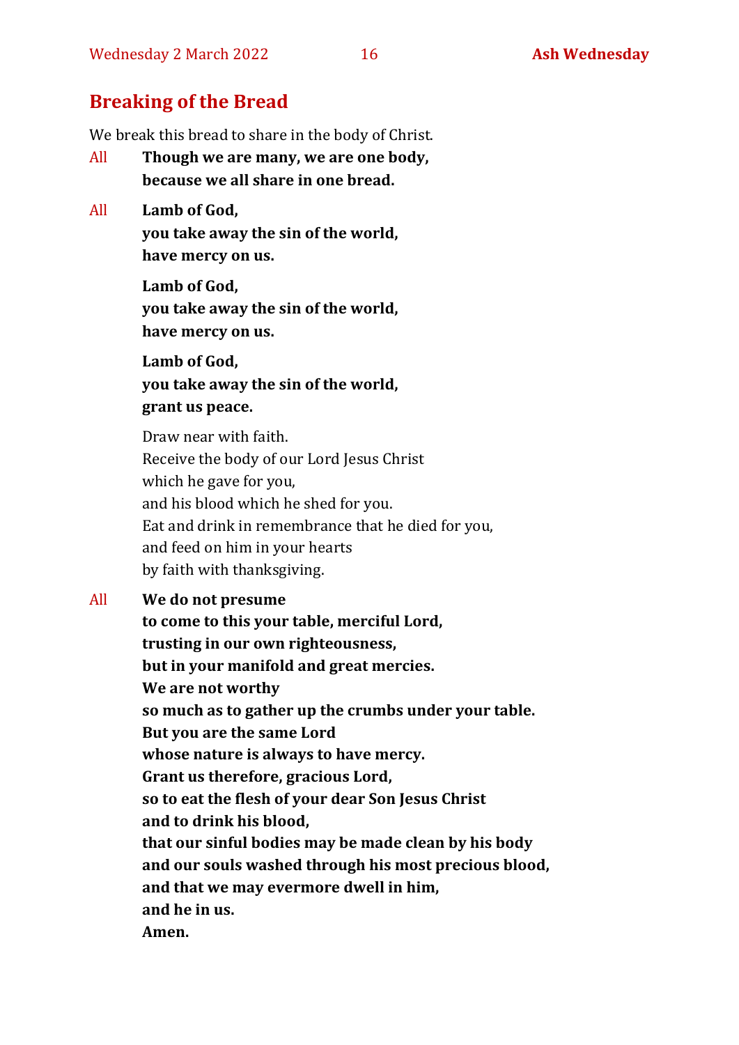## Breaking of the Bread

We break this bread to share in the body of Christ.

All **Though we are many, we are one body,**
**because we all share in one bread.**

All **Lamb of God,**
**you take away the sin of the world,**
**have mercy on us.**

**Lamb of God,**
**you take away the sin of the world,**
**have mercy on us.**

**Lamb of God,**
**you take away the sin of the world,**
**grant us peace.**

Draw near with faith.
Receive the body of our Lord Jesus Christ
which he gave for you,
and his blood which he shed for you.
Eat and drink in remembrance that he died for you,
and feed on him in your hearts
by faith with thanksgiving.

All **We do not presume**
**to come to this your table, merciful Lord,**
**trusting in our own righteousness,**
**but in your manifold and great mercies.**
**We are not worthy**
**so much as to gather up the crumbs under your table.**
**But you are the same Lord**
**whose nature is always to have mercy.**
**Grant us therefore, gracious Lord,**
**so to eat the flesh of your dear Son Jesus Christ**
**and to drink his blood,**
**that our sinful bodies may be made clean by his body**
**and our souls washed through his most precious blood,**
**and that we may evermore dwell in him,**
**and he in us.**
**Amen.**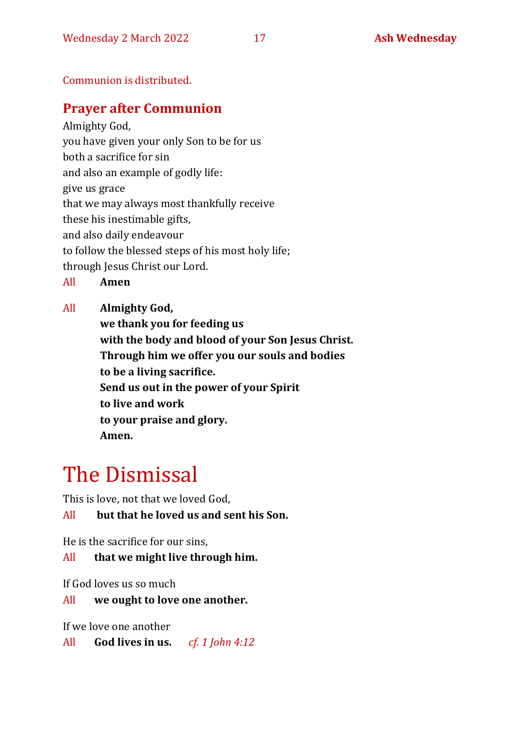Communion is distributed.

## Prayer after Communion

Almighty God,  
you have given your only Son to be for us  
both a sacrifice for sin  
and also an example of godly life:  
give us grace  
that we may always most thankfully receive  
these his inestimable gifts,  
and also daily endeavour  
to follow the blessed steps of his most holy life;  
through Jesus Christ our Lord.

All **Amen**

All **Almighty God,**  
**we thank you for feeding us**  
**with the body and blood of your Son Jesus Christ.**  
**Through him we offer you our souls and bodies**  
**to be a living sacrifice.**  
**Send us out in the power of your Spirit**  
**to live and work**  
**to your praise and glory.**  
**Amen.**

# The Dismissal

This is love, not that we loved God,

All **but that he loved us and sent his Son.**

He is the sacrifice for our sins,

All **that we might live through him.**

If God loves us so much

All **we ought to love one another.**

If we love one another

All **God lives in us.** *cf. 1 John 4:12*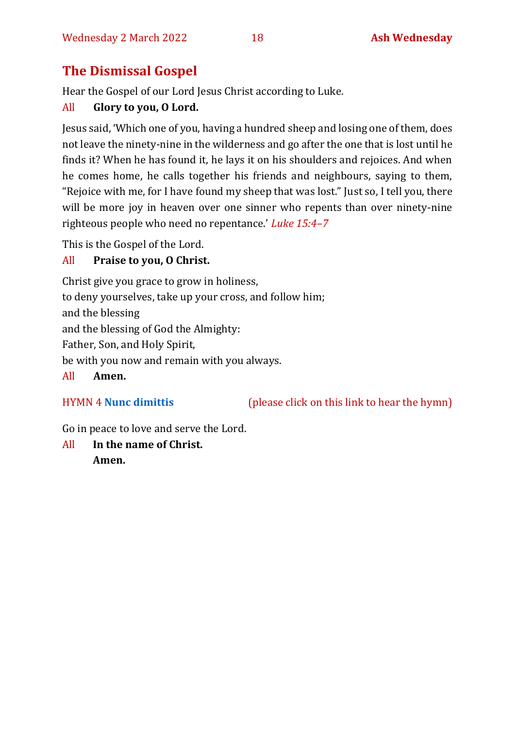## The Dismissal Gospel

Hear the Gospel of our Lord Jesus Christ according to Luke.

All **Glory to you, O Lord.**

Jesus said, 'Which one of you, having a hundred sheep and losing one of them, does not leave the ninety-nine in the wilderness and go after the one that is lost until he finds it? When he has found it, he lays it on his shoulders and rejoices. And when he comes home, he calls together his friends and neighbours, saying to them, "Rejoice with me, for I have found my sheep that was lost." Just so, I tell you, there will be more joy in heaven over one sinner who repents than over ninety-nine righteous people who need no repentance.' *Luke 15:4–7*

This is the Gospel of the Lord.

All **Praise to you, O Christ.**

Christ give you grace to grow in holiness,
to deny yourselves, take up your cross, and follow him;
and the blessing
and the blessing of God the Almighty:
Father, Son, and Holy Spirit,
be with you now and remain with you always.

All **Amen.**

HYMN 4 **Nunc dimittis** (please click on this link to hear the hymn)

Go in peace to love and serve the Lord.

All **In the name of Christ.**
**Amen.**